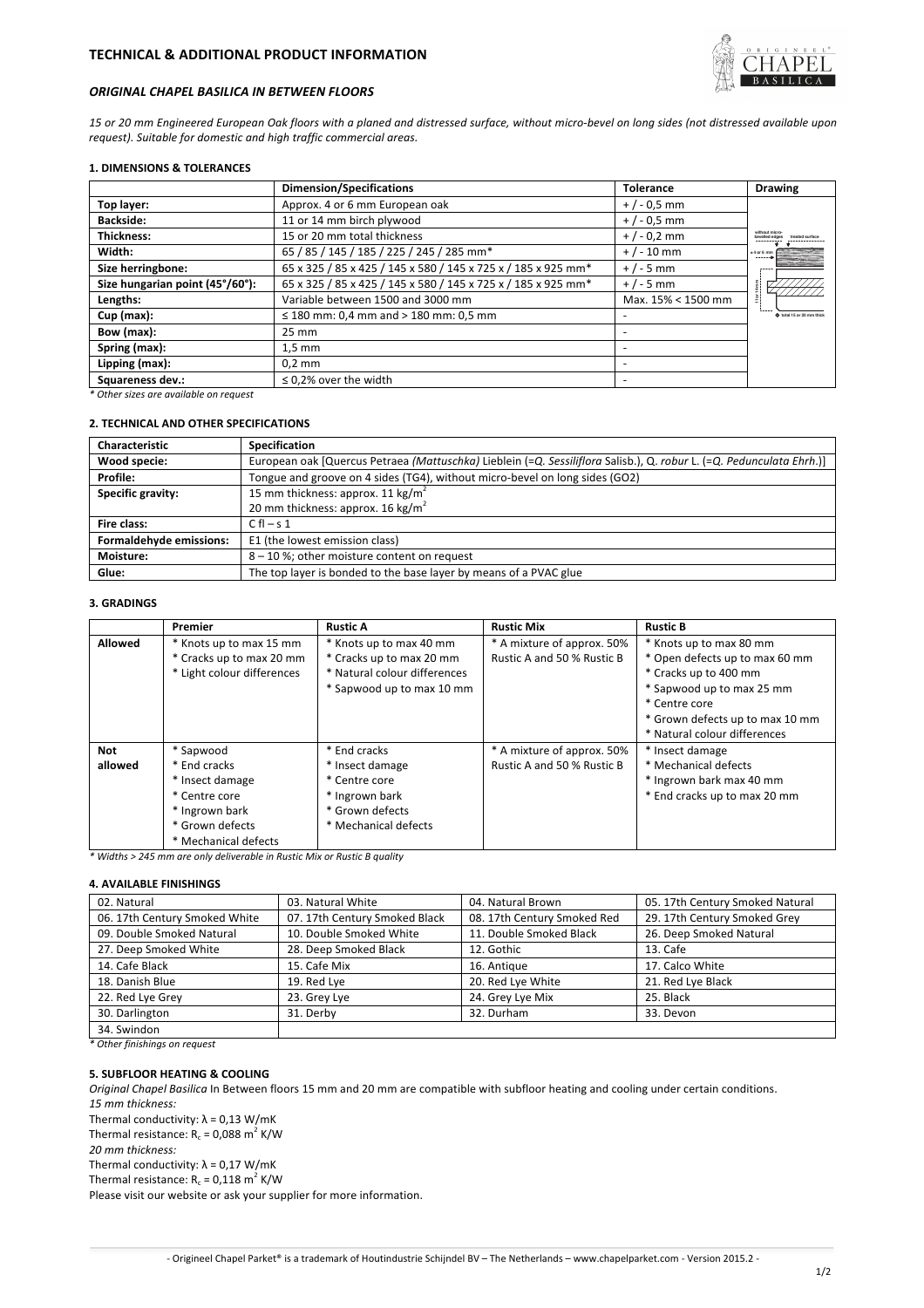# TECHNICAL & ADDITIONAL PRODUCT INFORMATION

## *ORIGINAL CHAPEL BASILICA IN BETWEEN FLOORS*

*15 or 20 mm Engineered European Oak floors with a planed and distressed surface, without micro-bevel on long sides (not distressed available upon request). Suitable for domestic and high traffic commercial areas.*

### 1. DIMENSIONS & TOLERANCES

| | Dimension/Specifications | Tolerance | Drawing |
|---|---|---|---|
| **Top layer:** | Approx. 4 or 6 mm European oak | + / - 0,5 mm | |
| **Backside:** | 11 or 14 mm birch plywood | + / - 0,5 mm | |
| **Thickness:** | 15 or 20 mm total thickness | + / - 0,2 mm | |
| **Width:** | 65 / 85 / 145 / 185 / 225 / 245 / 285 mm* | + / - 10 mm | |
| **Size herringbone:** | 65 x 325 / 85 x 425 / 145 x 580 / 145 x 725 x / 185 x 925 mm* | + / - 5 mm | |
| **Size hungarian point (45°/60°):** | 65 x 325 / 85 x 425 / 145 x 580 / 145 x 725 x / 185 x 925 mm* | + / - 5 mm | |
| **Lengths:** | Variable between 1500 and 3000 mm | Max. 15% < 1500 mm | |
| **Cup (max):** | ≤ 180 mm: 0,4 mm and > 180 mm: 0,5 mm | - | |
| **Bow (max):** | 25 mm | - | |
| **Spring (max):** | 1,5 mm | - | |
| **Lipping (max):** | 0,2 mm | - | |
| **Squareness dev.:** | ≤ 0,2% over the width | - | |

*\* Other sizes are available on request*

### 2. TECHNICAL AND OTHER SPECIFICATIONS

| Characteristic | Specification |
|---|---|
| **Wood specie:** | European oak [Quercus Petraea *(Mattuschka)* Lieblein (=*Q. Sessiliflora* Salisb.), Q. *robur* L. (=*Q. Pedunculata Ehrh*.)] |
| **Profile:** | Tongue and groove on 4 sides (TG4), without micro-bevel on long sides (GO2) |
| **Specific gravity:** | 15 mm thickness: approx. 11 kg/m$^2$<br>20 mm thickness: approx. 16 kg/m$^2$ |
| **Fire class:** | C fl – s 1 |
| **Formaldehyde emissions:** | E1 (the lowest emission class) |
| **Moisture:** | 8 – 10 %; other moisture content on request |
| **Glue:** | The top layer is bonded to the base layer by means of a PVAC glue |

### 3. GRADINGS

| | Premier | Rustic A | Rustic Mix | Rustic B |
|---|---|---|---|---|
| **Allowed** | * Knots up to max 15 mm<br>* Cracks up to max 20 mm<br>* Light colour differences | * Knots up to max 40 mm<br>* Cracks up to max 20 mm<br>* Natural colour differences<br>* Sapwood up to max 10 mm | * A mixture of approx. 50% Rustic A and 50 % Rustic B | * Knots up to max 80 mm<br>* Open defects up to max 60 mm<br>* Cracks up to 400 mm<br>* Sapwood up to max 25 mm<br>* Centre core<br>* Grown defects up to max 10 mm<br>* Natural colour differences |
| **Not allowed** | * Sapwood<br>* End cracks<br>* Insect damage<br>* Centre core<br>* Ingrown bark<br>* Grown defects<br>* Mechanical defects | * End cracks<br>* Insect damage<br>* Centre core<br>* Ingrown bark<br>* Grown defects<br>* Mechanical defects | * A mixture of approx. 50% Rustic A and 50 % Rustic B | * Insect damage<br>* Mechanical defects<br>* Ingrown bark max 40 mm<br>* End cracks up to max 20 mm |

*\* Widths > 245 mm are only deliverable in Rustic Mix or Rustic B quality*

### 4. AVAILABLE FINISHINGS

| | | | |
|---|---|---|---|
| 02. Natural | 03. Natural White | 04. Natural Brown | 05. 17th Century Smoked Natural |
| 06. 17th Century Smoked White | 07. 17th Century Smoked Black | 08. 17th Century Smoked Red | 29. 17th Century Smoked Grey |
| 09. Double Smoked Natural | 10. Double Smoked White | 11. Double Smoked Black | 26. Deep Smoked Natural |
| 27. Deep Smoked White | 28. Deep Smoked Black | 12. Gothic | 13. Cafe |
| 14. Cafe Black | 15. Cafe Mix | 16. Antique | 17. Calco White |
| 18. Danish Blue | 19. Red Lye | 20. Red Lye White | 21. Red Lye Black |
| 22. Red Lye Grey | 23. Grey Lye | 24. Grey Lye Mix | 25. Black |
| 30. Darlington | 31. Derby | 32. Durham | 33. Devon |
| 34. Swindon | | | |

*\* Other finishings on request*

### 5. SUBFLOOR HEATING & COOLING

*Original Chapel Basilica* In Between floors 15 mm and 20 mm are compatible with subfloor heating and cooling under certain conditions.

*15 mm thickness:*
Thermal conductivity: $\lambda$ = 0,13 W/mK
Thermal resistance: $R_c$ = 0,088 m$^2$ K/W

*20 mm thickness:*
Thermal conductivity: $\lambda$ = 0,17 W/mK
Thermal resistance: $R_c$ = 0,118 m$^2$ K/W

Please visit our website or ask your supplier for more information.

- Origineel Chapel Parket® is a trademark of Houtindustrie Schijndel BV – The Netherlands – www.chapelparket.com - Version 2015.2 -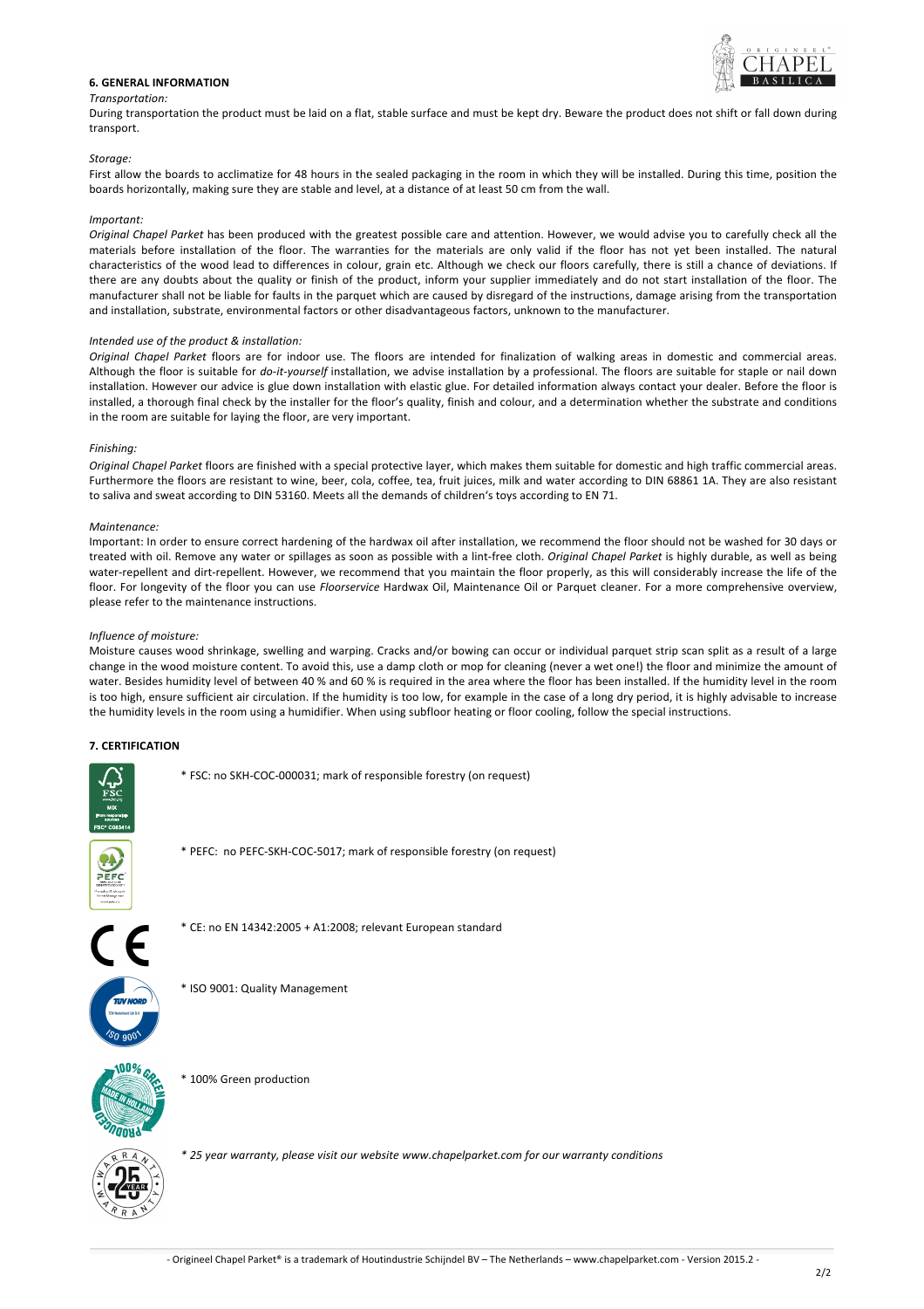## 6. GENERAL INFORMATION

*Transportation:*

During transportation the product must be laid on a flat, stable surface and must be kept dry. Beware the product does not shift or fall down during transport.

*Storage:*

First allow the boards to acclimatize for 48 hours in the sealed packaging in the room in which they will be installed. During this time, position the boards horizontally, making sure they are stable and level, at a distance of at least 50 cm from the wall.

*Important:*

*Original Chapel Parket* has been produced with the greatest possible care and attention. However, we would advise you to carefully check all the materials before installation of the floor. The warranties for the materials are only valid if the floor has not yet been installed. The natural characteristics of the wood lead to differences in colour, grain etc. Although we check our floors carefully, there is still a chance of deviations. If there are any doubts about the quality or finish of the product, inform your supplier immediately and do not start installation of the floor. The manufacturer shall not be liable for faults in the parquet which are caused by disregard of the instructions, damage arising from the transportation and installation, substrate, environmental factors or other disadvantageous factors, unknown to the manufacturer.

*Intended use of the product & installation:*

*Original Chapel Parket* floors are for indoor use. The floors are intended for finalization of walking areas in domestic and commercial areas. Although the floor is suitable for *do-it-yourself* installation, we advise installation by a professional. The floors are suitable for staple or nail down installation. However our advice is glue down installation with elastic glue. For detailed information always contact your dealer. Before the floor is installed, a thorough final check by the installer for the floor's quality, finish and colour, and a determination whether the substrate and conditions in the room are suitable for laying the floor, are very important.

*Finishing:*

*Original Chapel Parket* floors are finished with a special protective layer, which makes them suitable for domestic and high traffic commercial areas. Furthermore the floors are resistant to wine, beer, cola, coffee, tea, fruit juices, milk and water according to DIN 68861 1A. They are also resistant to saliva and sweat according to DIN 53160. Meets all the demands of children's toys according to EN 71.

*Maintenance:*

Important: In order to ensure correct hardening of the hardwax oil after installation, we recommend the floor should not be washed for 30 days or treated with oil. Remove any water or spillages as soon as possible with a lint-free cloth. *Original Chapel Parket* is highly durable, as well as being water-repellent and dirt-repellent. However, we recommend that you maintain the floor properly, as this will considerably increase the life of the floor. For longevity of the floor you can use *Floorservice* Hardwax Oil, Maintenance Oil or Parquet cleaner. For a more comprehensive overview, please refer to the maintenance instructions.

*Influence of moisture:*

Moisture causes wood shrinkage, swelling and warping. Cracks and/or bowing can occur or individual parquet strip scan split as a result of a large change in the wood moisture content. To avoid this, use a damp cloth or mop for cleaning (never a wet one!) the floor and minimize the amount of water. Besides humidity level of between 40 % and 60 % is required in the area where the floor has been installed. If the humidity level in the room is too high, ensure sufficient air circulation. If the humidity is too low, for example in the case of a long dry period, it is highly advisable to increase the humidity levels in the room using a humidifier. When using subfloor heating or floor cooling, follow the special instructions.

## 7. CERTIFICATION

* FSC: no SKH-COC-000031; mark of responsible forestry (on request)

* PEFC: no PEFC-SKH-COC-5017; mark of responsible forestry (on request)

* CE: no EN 14342:2005 + A1:2008; relevant European standard

* ISO 9001: Quality Management

* 100% Green production

*\* 25 year warranty, please visit our website www.chapelparket.com for our warranty conditions*

- Origineel Chapel Parket® is a trademark of Houtindustrie Schijndel BV – The Netherlands – www.chapelparket.com - Version 2015.2 -